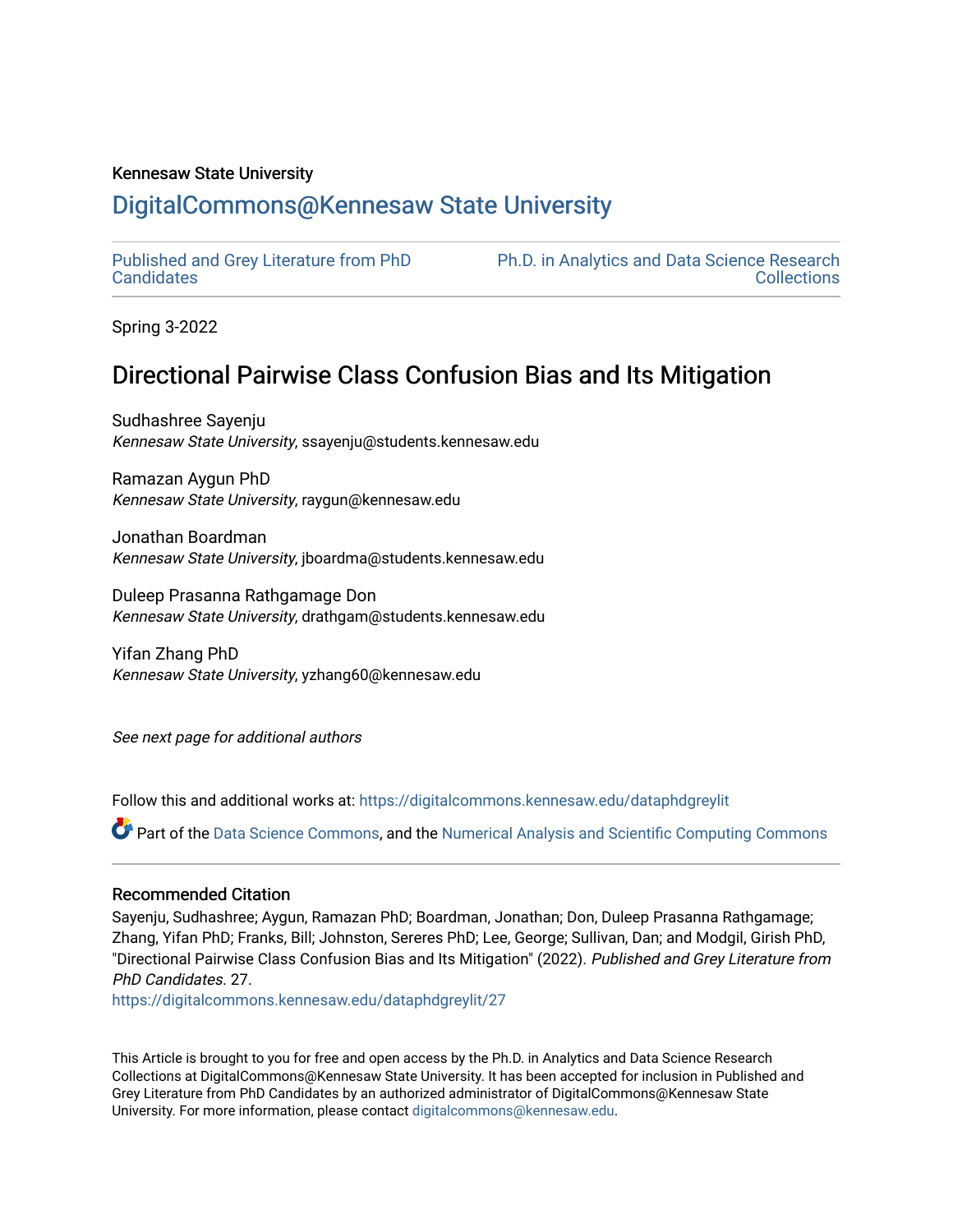Kennesaw State University

# DigitalCommons@Kennesaw State University

Published and Grey Literature from PhD Candidates

Ph.D. in Analytics and Data Science Research Collections

Spring 3-2022

## Directional Pairwise Class Confusion Bias and Its Mitigation

Sudhashree Sayenju
*Kennesaw State University*, ssayenju@students.kennesaw.edu

Ramazan Aygun PhD
*Kennesaw State University*, raygun@kennesaw.edu

Jonathan Boardman
*Kennesaw State University*, jboardma@students.kennesaw.edu

Duleep Prasanna Rathgamage Don
*Kennesaw State University*, drathgam@students.kennesaw.edu

Yifan Zhang PhD
*Kennesaw State University*, yzhang60@kennesaw.edu

*See next page for additional authors*

Follow this and additional works at: https://digitalcommons.kennesaw.edu/dataphdgreylit

Part of the Data Science Commons, and the Numerical Analysis and Scientific Computing Commons

### Recommended Citation

Sayenju, Sudhashree; Aygun, Ramazan PhD; Boardman, Jonathan; Don, Duleep Prasanna Rathgamage; Zhang, Yifan PhD; Franks, Bill; Johnston, Sereres PhD; Lee, George; Sullivan, Dan; and Modgil, Girish PhD, "Directional Pairwise Class Confusion Bias and Its Mitigation" (2022). *Published and Grey Literature from PhD Candidates*. 27.
https://digitalcommons.kennesaw.edu/dataphdgreylit/27

This Article is brought to you for free and open access by the Ph.D. in Analytics and Data Science Research Collections at DigitalCommons@Kennesaw State University. It has been accepted for inclusion in Published and Grey Literature from PhD Candidates by an authorized administrator of DigitalCommons@Kennesaw State University. For more information, please contact digitalcommons@kennesaw.edu.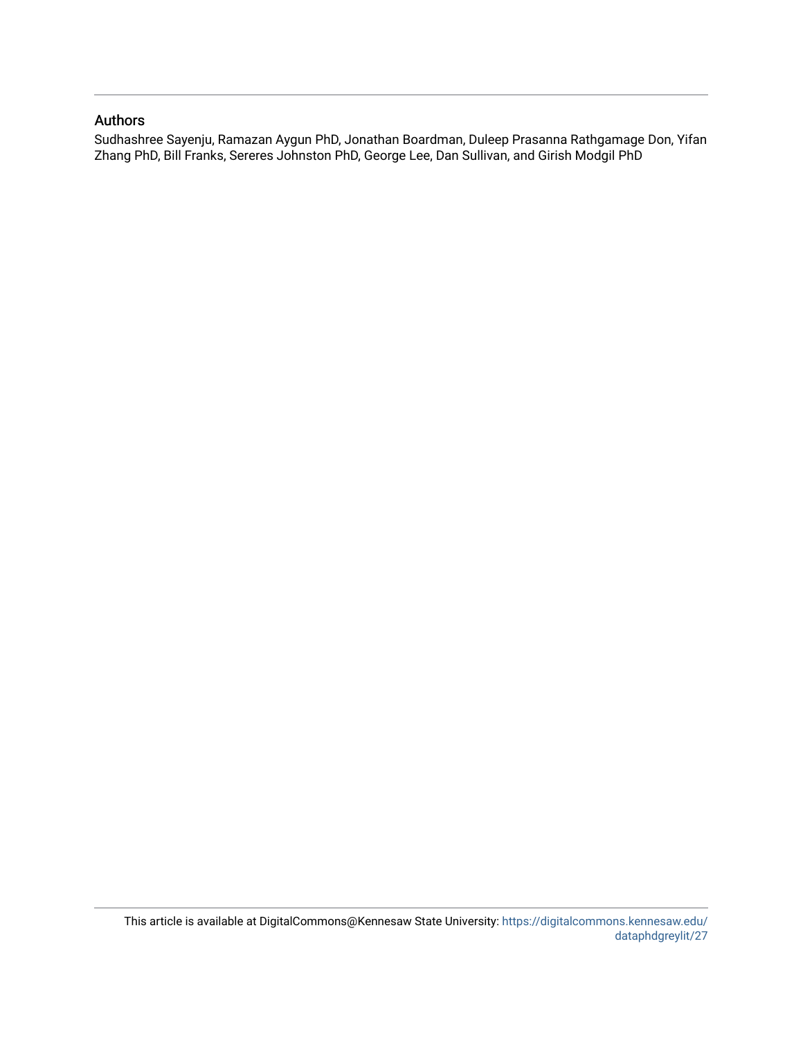## Authors

Sudhashree Sayenju, Ramazan Aygun PhD, Jonathan Boardman, Duleep Prasanna Rathgamage Don, Yifan Zhang PhD, Bill Franks, Sereres Johnston PhD, George Lee, Dan Sullivan, and Girish Modgil PhD

This article is available at DigitalCommons@Kennesaw State University: https://digitalcommons.kennesaw.edu/dataphdgreylit/27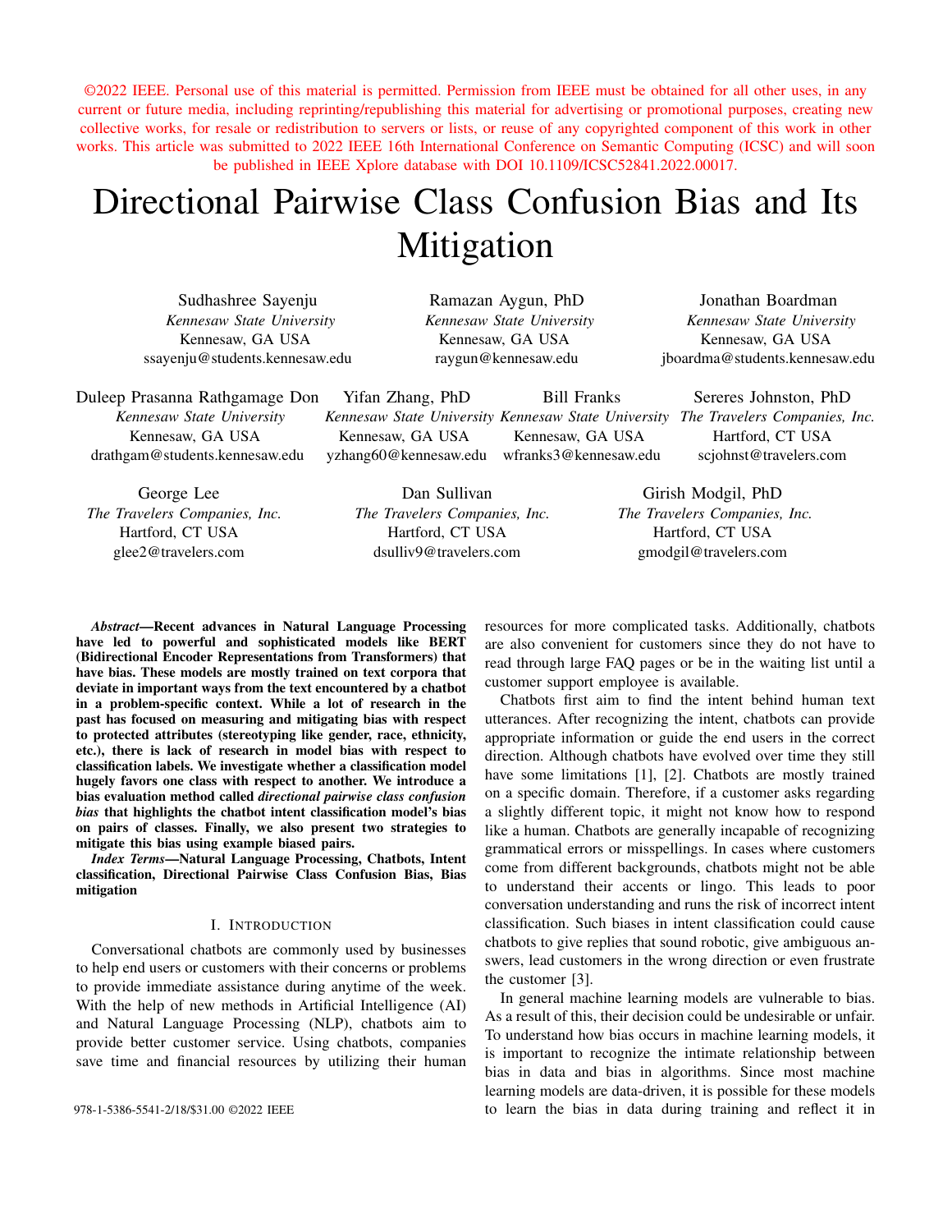©2022 IEEE. Personal use of this material is permitted. Permission from IEEE must be obtained for all other uses, in any current or future media, including reprinting/republishing this material for advertising or promotional purposes, creating new collective works, for resale or redistribution to servers or lists, or reuse of any copyrighted component of this work in other works. This article was submitted to 2022 IEEE 16th International Conference on Semantic Computing (ICSC) and will soon be published in IEEE Xplore database with DOI 10.1109/ICSC52841.2022.00017.

# Directional Pairwise Class Confusion Bias and Its Mitigation

Sudhashree Sayenju
*Kennesaw State University*
Kennesaw, GA USA
ssayenju@students.kennesaw.edu

Ramazan Aygun, PhD
*Kennesaw State University*
Kennesaw, GA USA
raygun@kennesaw.edu

Jonathan Boardman
*Kennesaw State University*
Kennesaw, GA USA
jboardma@students.kennesaw.edu

Duleep Prasanna Rathgamage Don
*Kennesaw State University*
Kennesaw, GA USA
drathgam@students.kennesaw.edu

Yifan Zhang, PhD
*Kennesaw State University*
Kennesaw, GA USA
yzhang60@kennesaw.edu

Bill Franks
*Kennesaw State University*
Kennesaw, GA USA
wfranks3@kennesaw.edu

Sereres Johnston, PhD
*The Travelers Companies, Inc.*
Hartford, CT USA
scjohnst@travelers.com

George Lee
*The Travelers Companies, Inc.*
Hartford, CT USA
glee2@travelers.com

Dan Sullivan
*The Travelers Companies, Inc.*
Hartford, CT USA
dsulliv9@travelers.com

Girish Modgil, PhD
*The Travelers Companies, Inc.*
Hartford, CT USA
gmodgil@travelers.com

***Abstract*—Recent advances in Natural Language Processing have led to powerful and sophisticated models like BERT (Bidirectional Encoder Representations from Transformers) that have bias. These models are mostly trained on text corpora that deviate in important ways from the text encountered by a chatbot in a problem-specific context. While a lot of research in the past has focused on measuring and mitigating bias with respect to protected attributes (stereotyping like gender, race, ethnicity, etc.), there is lack of research in model bias with respect to classification labels. We investigate whether a classification model hugely favors one class with respect to another. We introduce a bias evaluation method called *directional pairwise class confusion bias* that highlights the chatbot intent classification model's bias on pairs of classes. Finally, we also present two strategies to mitigate this bias using example biased pairs.**

***Index Terms*—Natural Language Processing, Chatbots, Intent classification, Directional Pairwise Class Confusion Bias, Bias mitigation**

## I. Introduction

Conversational chatbots are commonly used by businesses to help end users or customers with their concerns or problems to provide immediate assistance during anytime of the week. With the help of new methods in Artificial Intelligence (AI) and Natural Language Processing (NLP), chatbots aim to provide better customer service. Using chatbots, companies save time and financial resources by utilizing their human resources for more complicated tasks. Additionally, chatbots are also convenient for customers since they do not have to read through large FAQ pages or be in the waiting list until a customer support employee is available.

Chatbots first aim to find the intent behind human text utterances. After recognizing the intent, chatbots can provide appropriate information or guide the end users in the correct direction. Although chatbots have evolved over time they still have some limitations [1], [2]. Chatbots are mostly trained on a specific domain. Therefore, if a customer asks regarding a slightly different topic, it might not know how to respond like a human. Chatbots are generally incapable of recognizing grammatical errors or misspellings. In cases where customers come from different backgrounds, chatbots might not be able to understand their accents or lingo. This leads to poor conversation understanding and runs the risk of incorrect intent classification. Such biases in intent classification could cause chatbots to give replies that sound robotic, give ambiguous answers, lead customers in the wrong direction or even frustrate the customer [3].

In general machine learning models are vulnerable to bias. As a result of this, their decision could be undesirable or unfair. To understand how bias occurs in machine learning models, it is important to recognize the intimate relationship between bias in data and bias in algorithms. Since most machine learning models are data-driven, it is possible for these models to learn the bias in data during training and reflect it in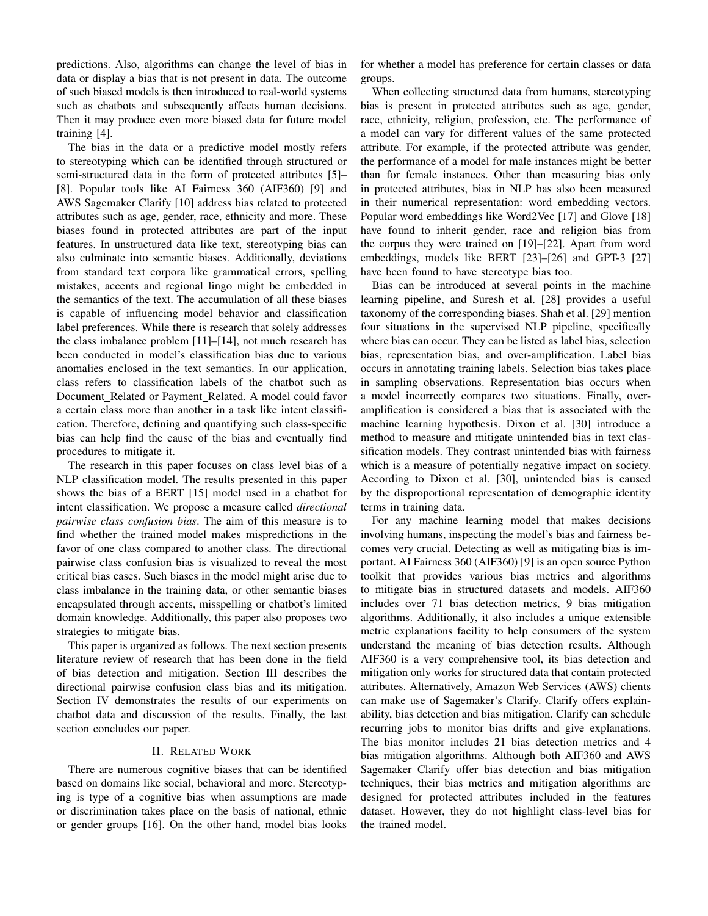predictions. Also, algorithms can change the level of bias in data or display a bias that is not present in data. The outcome of such biased models is then introduced to real-world systems such as chatbots and subsequently affects human decisions. Then it may produce even more biased data for future model training [4].

The bias in the data or a predictive model mostly refers to stereotyping which can be identified through structured or semi-structured data in the form of protected attributes [5]–[8]. Popular tools like AI Fairness 360 (AIF360) [9] and AWS Sagemaker Clarify [10] address bias related to protected attributes such as age, gender, race, ethnicity and more. These biases found in protected attributes are part of the input features. In unstructured data like text, stereotyping bias can also culminate into semantic biases. Additionally, deviations from standard text corpora like grammatical errors, spelling mistakes, accents and regional lingo might be embedded in the semantics of the text. The accumulation of all these biases is capable of influencing model behavior and classification label preferences. While there is research that solely addresses the class imbalance problem [11]–[14], not much research has been conducted in model's classification bias due to various anomalies enclosed in the text semantics. In our application, class refers to classification labels of the chatbot such as Document_Related or Payment_Related. A model could favor a certain class more than another in a task like intent classification. Therefore, defining and quantifying such class-specific bias can help find the cause of the bias and eventually find procedures to mitigate it.

The research in this paper focuses on class level bias of a NLP classification model. The results presented in this paper shows the bias of a BERT [15] model used in a chatbot for intent classification. We propose a measure called *directional pairwise class confusion bias*. The aim of this measure is to find whether the trained model makes mispredictions in the favor of one class compared to another class. The directional pairwise class confusion bias is visualized to reveal the most critical bias cases. Such biases in the model might arise due to class imbalance in the training data, or other semantic biases encapsulated through accents, misspelling or chatbot's limited domain knowledge. Additionally, this paper also proposes two strategies to mitigate bias.

This paper is organized as follows. The next section presents literature review of research that has been done in the field of bias detection and mitigation. Section III describes the directional pairwise confusion class bias and its mitigation. Section IV demonstrates the results of our experiments on chatbot data and discussion of the results. Finally, the last section concludes our paper.

## II. Related Work

There are numerous cognitive biases that can be identified based on domains like social, behavioral and more. Stereotyping is type of a cognitive bias when assumptions are made or discrimination takes place on the basis of national, ethnic or gender groups [16]. On the other hand, model bias looks for whether a model has preference for certain classes or data groups.

When collecting structured data from humans, stereotyping bias is present in protected attributes such as age, gender, race, ethnicity, religion, profession, etc. The performance of a model can vary for different values of the same protected attribute. For example, if the protected attribute was gender, the performance of a model for male instances might be better than for female instances. Other than measuring bias only in protected attributes, bias in NLP has also been measured in their numerical representation: word embedding vectors. Popular word embeddings like Word2Vec [17] and Glove [18] have found to inherit gender, race and religion bias from the corpus they were trained on [19]–[22]. Apart from word embeddings, models like BERT [23]–[26] and GPT-3 [27] have been found to have stereotype bias too.

Bias can be introduced at several points in the machine learning pipeline, and Suresh et al. [28] provides a useful taxonomy of the corresponding biases. Shah et al. [29] mention four situations in the supervised NLP pipeline, specifically where bias can occur. They can be listed as label bias, selection bias, representation bias, and over-amplification. Label bias occurs in annotating training labels. Selection bias takes place in sampling observations. Representation bias occurs when a model incorrectly compares two situations. Finally, over-amplification is considered a bias that is associated with the machine learning hypothesis. Dixon et al. [30] introduce a method to measure and mitigate unintended bias in text classification models. They contrast unintended bias with fairness which is a measure of potentially negative impact on society. According to Dixon et al. [30], unintended bias is caused by the disproportional representation of demographic identity terms in training data.

For any machine learning model that makes decisions involving humans, inspecting the model's bias and fairness becomes very crucial. Detecting as well as mitigating bias is important. AI Fairness 360 (AIF360) [9] is an open source Python toolkit that provides various bias metrics and algorithms to mitigate bias in structured datasets and models. AIF360 includes over 71 bias detection metrics, 9 bias mitigation algorithms. Additionally, it also includes a unique extensible metric explanations facility to help consumers of the system understand the meaning of bias detection results. Although AIF360 is a very comprehensive tool, its bias detection and mitigation only works for structured data that contain protected attributes. Alternatively, Amazon Web Services (AWS) clients can make use of Sagemaker's Clarify. Clarify offers explainability, bias detection and bias mitigation. Clarify can schedule recurring jobs to monitor bias drifts and give explanations. The bias monitor includes 21 bias detection metrics and 4 bias mitigation algorithms. Although both AIF360 and AWS Sagemaker Clarify offer bias detection and bias mitigation techniques, their bias metrics and mitigation algorithms are designed for protected attributes included in the features dataset. However, they do not highlight class-level bias for the trained model.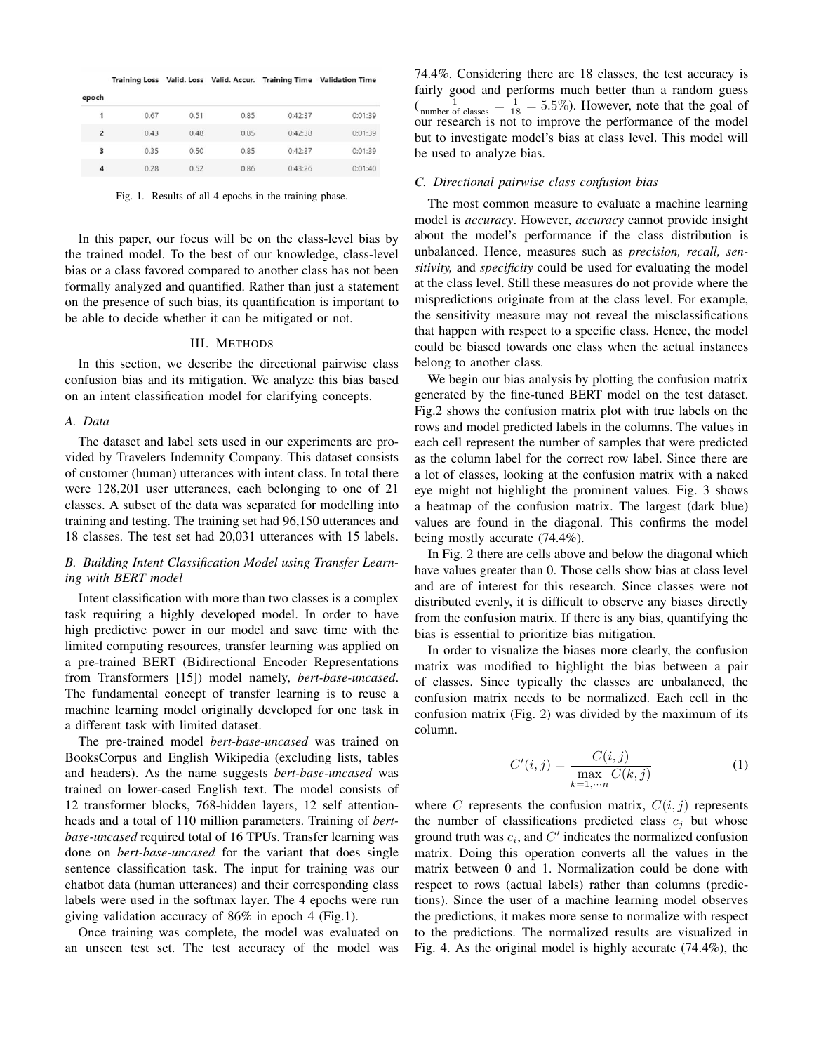|  | Training Loss | Valid. Loss | Valid. Accur. | Training Time | Validation Time |
|---|---|---|---|---|---|
| epoch |  |  |  |  |  |
| 1 | 0.67 | 0.51 | 0.85 | 0:42:37 | 0:01:39 |
| 2 | 0.43 | 0.48 | 0.85 | 0:42:38 | 0:01:39 |
| 3 | 0.35 | 0.50 | 0.85 | 0:42:37 | 0:01:39 |
| 4 | 0.28 | 0.52 | 0.86 | 0:43:26 | 0:01:40 |

Fig. 1. Results of all 4 epochs in the training phase.

In this paper, our focus will be on the class-level bias by the trained model. To the best of our knowledge, class-level bias or a class favored compared to another class has not been formally analyzed and quantified. Rather than just a statement on the presence of such bias, its quantification is important to be able to decide whether it can be mitigated or not.

## III. Methods

In this section, we describe the directional pairwise class confusion bias and its mitigation. We analyze this bias based on an intent classification model for clarifying concepts.

### A. Data

The dataset and label sets used in our experiments are provided by Travelers Indemnity Company. This dataset consists of customer (human) utterances with intent class. In total there were 128,201 user utterances, each belonging to one of 21 classes. A subset of the data was separated for modelling into training and testing. The training set had 96,150 utterances and 18 classes. The test set had 20,031 utterances with 15 labels.

### B. Building Intent Classification Model using Transfer Learning with BERT model

Intent classification with more than two classes is a complex task requiring a highly developed model. In order to have high predictive power in our model and save time with the limited computing resources, transfer learning was applied on a pre-trained BERT (Bidirectional Encoder Representations from Transformers [15]) model namely, *bert-base-uncased*. The fundamental concept of transfer learning is to reuse a machine learning model originally developed for one task in a different task with limited dataset.

The pre-trained model *bert-base-uncased* was trained on BooksCorpus and English Wikipedia (excluding lists, tables and headers). As the name suggests *bert-base-uncased* was trained on lower-cased English text. The model consists of 12 transformer blocks, 768-hidden layers, 12 self attention-heads and a total of 110 million parameters. Training of *bert-base-uncased* required total of 16 TPUs. Transfer learning was done on *bert-base-uncased* for the variant that does single sentence classification task. The input for training was our chatbot data (human utterances) and their corresponding class labels were used in the softmax layer. The 4 epochs were run giving validation accuracy of 86% in epoch 4 (Fig.1).

Once training was complete, the model was evaluated on an unseen test set. The test accuracy of the model was 74.4%. Considering there are 18 classes, the test accuracy is fairly good and performs much better than a random guess ($\frac{1}{\text{number of classes}} = \frac{1}{18} = 5.5\%$). However, note that the goal of our research is not to improve the performance of the model but to investigate model's bias at class level. This model will be used to analyze bias.

### C. Directional pairwise class confusion bias

The most common measure to evaluate a machine learning model is *accuracy*. However, *accuracy* cannot provide insight about the model's performance if the class distribution is unbalanced. Hence, measures such as *precision, recall, sensitivity,* and *specificity* could be used for evaluating the model at the class level. Still these measures do not provide where the mispredictions originate from at the class level. For example, the sensitivity measure may not reveal the misclassifications that happen with respect to a specific class. Hence, the model could be biased towards one class when the actual instances belong to another class.

We begin our bias analysis by plotting the confusion matrix generated by the fine-tuned BERT model on the test dataset. Fig.2 shows the confusion matrix plot with true labels on the rows and model predicted labels in the columns. The values in each cell represent the number of samples that were predicted as the column label for the correct row label. Since there are a lot of classes, looking at the confusion matrix with a naked eye might not highlight the prominent values. Fig. 3 shows a heatmap of the confusion matrix. The largest (dark blue) values are found in the diagonal. This confirms the model being mostly accurate (74.4%).

In Fig. 2 there are cells above and below the diagonal which have values greater than 0. Those cells show bias at class level and are of interest for this research. Since classes were not distributed evenly, it is difficult to observe any biases directly from the confusion matrix. If there is any bias, quantifying the bias is essential to prioritize bias mitigation.

In order to visualize the biases more clearly, the confusion matrix was modified to highlight the bias between a pair of classes. Since typically the classes are unbalanced, the confusion matrix needs to be normalized. Each cell in the confusion matrix (Fig. 2) was divided by the maximum of its column.

$$C'(i,j) = \frac{C(i,j)}{\max\limits_{k=1,\cdots n} C(k,j)} \tag{1}$$

where $C$ represents the confusion matrix, $C(i,j)$ represents the number of classifications predicted class $c_j$ but whose ground truth was $c_i$, and $C'$ indicates the normalized confusion matrix. Doing this operation converts all the values in the matrix between 0 and 1. Normalization could be done with respect to rows (actual labels) rather than columns (predictions). Since the user of a machine learning model observes the predictions, it makes more sense to normalize with respect to the predictions. The normalized results are visualized in Fig. 4. As the original model is highly accurate (74.4%), the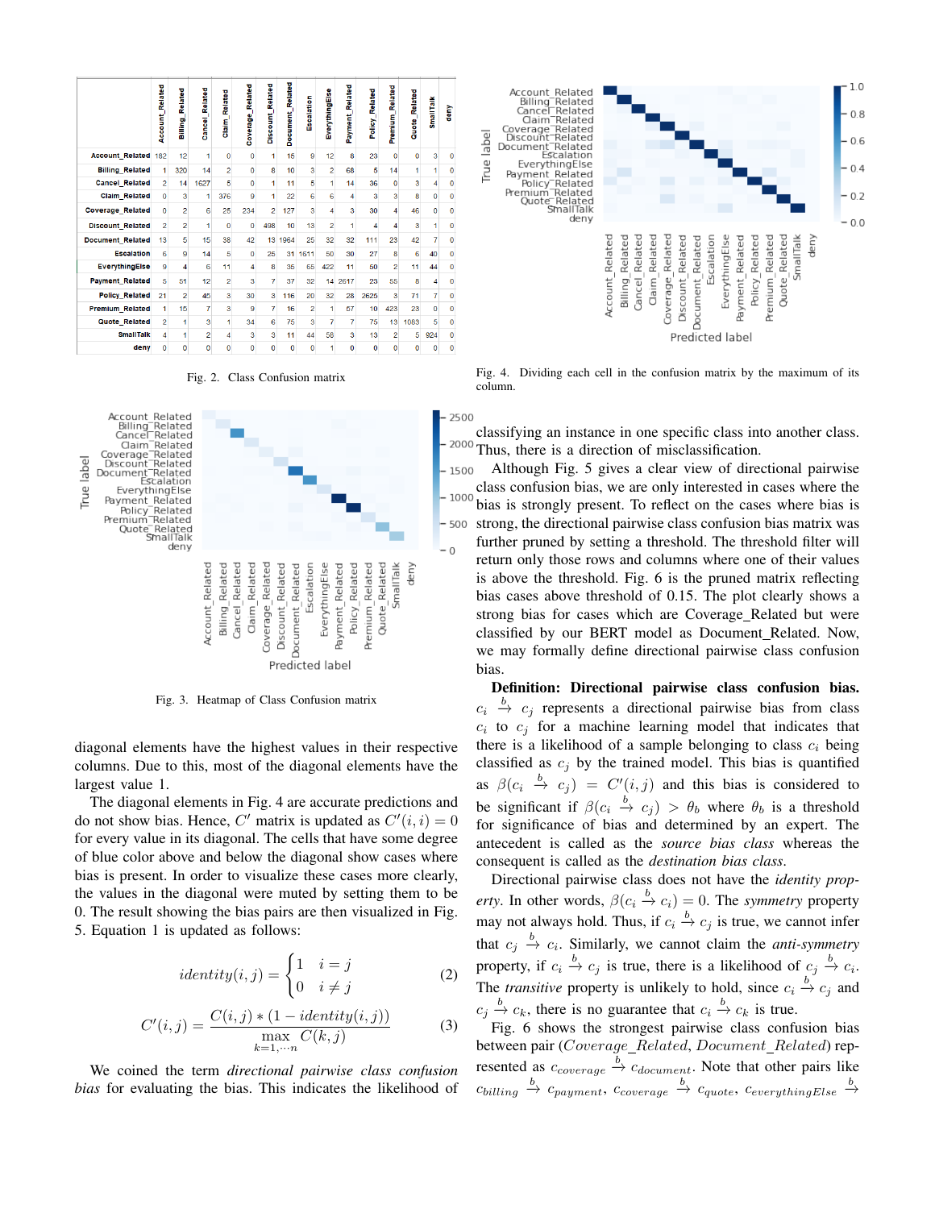| | Account_Related | Billing_Related | Cancel_Related | Claim_Related | Coverage_Related | Discount_Related | Document_Related | Escalation | EverythingElse | Payment_Related | Policy_Related | Premium_Related | Quote_Related | SmallTalk | deny |
|---|---|---|---|---|---|---|---|---|---|---|---|---|---|---|---|
| **Account_Related** | 182 | 12 | 1 | 0 | 0 | 1 | 15 | 9 | 12 | 8 | 23 | 0 | 0 | 3 | 0 |
| **Billing_Related** | 1 | 320 | 14 | 2 | 0 | 8 | 10 | 3 | 2 | 68 | 5 | 14 | 1 | 1 | 0 |
| **Cancel_Related** | 2 | 14 | 1627 | 5 | 0 | 1 | 11 | 5 | 1 | 14 | 36 | 0 | 3 | 4 | 0 |
| **Claim_Related** | 0 | 3 | 1 | 376 | 9 | 1 | 22 | 6 | 6 | 4 | 3 | 3 | 8 | 0 | 0 |
| **Coverage_Related** | 0 | 2 | 6 | 25 | 234 | 2 | 127 | 3 | 4 | 3 | 30 | 4 | 46 | 0 | 0 |
| **Discount_Related** | 2 | 2 | 1 | 0 | 0 | 498 | 10 | 13 | 2 | 1 | 4 | 4 | 3 | 1 | 0 |
| **Document_Related** | 13 | 5 | 15 | 38 | 42 | 13 | 1964 | 25 | 32 | 32 | 111 | 23 | 42 | 7 | 0 |
| **Escalation** | 6 | 9 | 14 | 5 | 0 | 25 | 31 | 1611 | 50 | 30 | 27 | 8 | 6 | 40 | 0 |
| **EverythingElse** | 9 | 4 | 6 | 11 | 4 | 8 | 35 | 65 | 422 | 11 | 50 | 2 | 11 | 44 | 0 |
| **Payment_Related** | 5 | 51 | 12 | 2 | 3 | 7 | 37 | 32 | 14 | 2617 | 23 | 55 | 8 | 4 | 0 |
| **Policy_Related** | 21 | 2 | 45 | 3 | 30 | 3 | 116 | 20 | 32 | 28 | 2625 | 3 | 71 | 7 | 0 |
| **Premium_Related** | 1 | 15 | 7 | 3 | 9 | 7 | 16 | 2 | 1 | 57 | 10 | 423 | 23 | 0 | 0 |
| **Quote_Related** | 2 | 1 | 3 | 1 | 34 | 6 | 75 | 3 | 7 | 7 | 75 | 13 | 1083 | 5 | 0 |
| **SmallTalk** | 4 | 1 | 2 | 4 | 3 | 3 | 11 | 44 | 58 | 3 | 13 | 2 | 5 | 924 | 0 |
| **deny** | 0 | 0 | 0 | 0 | 0 | 0 | 0 | 0 | 1 | 0 | 0 | 0 | 0 | 0 | 0 |

Fig. 2. Class Confusion matrix

Fig. 3. Heatmap of Class Confusion matrix

diagonal elements have the highest values in their respective columns. Due to this, most of the diagonal elements have the largest value 1.

The diagonal elements in Fig. 4 are accurate predictions and do not show bias. Hence, $C'$ matrix is updated as $C'(i,i) = 0$ for every value in its diagonal. The cells that have some degree of blue color above and below the diagonal show cases where bias is present. In order to visualize these cases more clearly, the values in the diagonal were muted by setting them to be 0. The result showing the bias pairs are then visualized in Fig. 5. Equation 1 is updated as follows:

$$identity(i,j) = \begin{cases} 1 & i = j \\ 0 & i \neq j \end{cases} \tag{2}$$

$$C'(i,j) = \frac{C(i,j) * (1 - identity(i,j))}{\max\limits_{k=1,\cdots n} C(k,j)} \tag{3}$$

We coined the term *directional pairwise class confusion bias* for evaluating the bias. This indicates the likelihood of

Fig. 4. Dividing each cell in the confusion matrix by the maximum of its column.

classifying an instance in one specific class into another class. Thus, there is a direction of misclassification.

Although Fig. 5 gives a clear view of directional pairwise class confusion bias, we are only interested in cases where the bias is strongly present. To reflect on the cases where bias is strong, the directional pairwise class confusion bias matrix was further pruned by setting a threshold. The threshold filter will return only those rows and columns where one of their values is above the threshold. Fig. 6 is the pruned matrix reflecting bias cases above threshold of 0.15. The plot clearly shows a strong bias for cases which are Coverage_Related but were classified by our BERT model as Document_Related. Now, we may formally define directional pairwise class confusion bias.

**Definition: Directional pairwise class confusion bias.** $c_i \xrightarrow{b} c_j$ represents a directional pairwise bias from class $c_i$ to $c_j$ for a machine learning model that indicates that there is a likelihood of a sample belonging to class $c_i$ being classified as $c_j$ by the trained model. This bias is quantified as $\beta(c_i \xrightarrow{b} c_j) = C'(i,j)$ and this bias is considered to be significant if $\beta(c_i \xrightarrow{b} c_j) > \theta_b$ where $\theta_b$ is a threshold for significance of bias and determined by an expert. The antecedent is called as the *source bias class* whereas the consequent is called as the *destination bias class*.

Directional pairwise class does not have the *identity property*. In other words, $\beta(c_i \xrightarrow{b} c_i) = 0$. The *symmetry* property may not always hold. Thus, if $c_i \xrightarrow{b} c_j$ is true, we cannot infer that $c_j \xrightarrow{b} c_i$. Similarly, we cannot claim the *anti-symmetry* property, if $c_i \xrightarrow{b} c_j$ is true, there is a likelihood of $c_j \xrightarrow{b} c_i$. The *transitive* property is unlikely to hold, since $c_i \xrightarrow{b} c_j$ and $c_j \xrightarrow{b} c_k$, there is no guarantee that $c_i \xrightarrow{b} c_k$ is true.

Fig. 6 shows the strongest pairwise class confusion bias between pair $(Coverage\_Related, Document\_Related)$ represented as $c_{coverage} \xrightarrow{b} c_{document}$. Note that other pairs like $c_{billing} \xrightarrow{b} c_{payment}$, $c_{coverage} \xrightarrow{b} c_{quote}$, $c_{everythingElse} \xrightarrow{b}$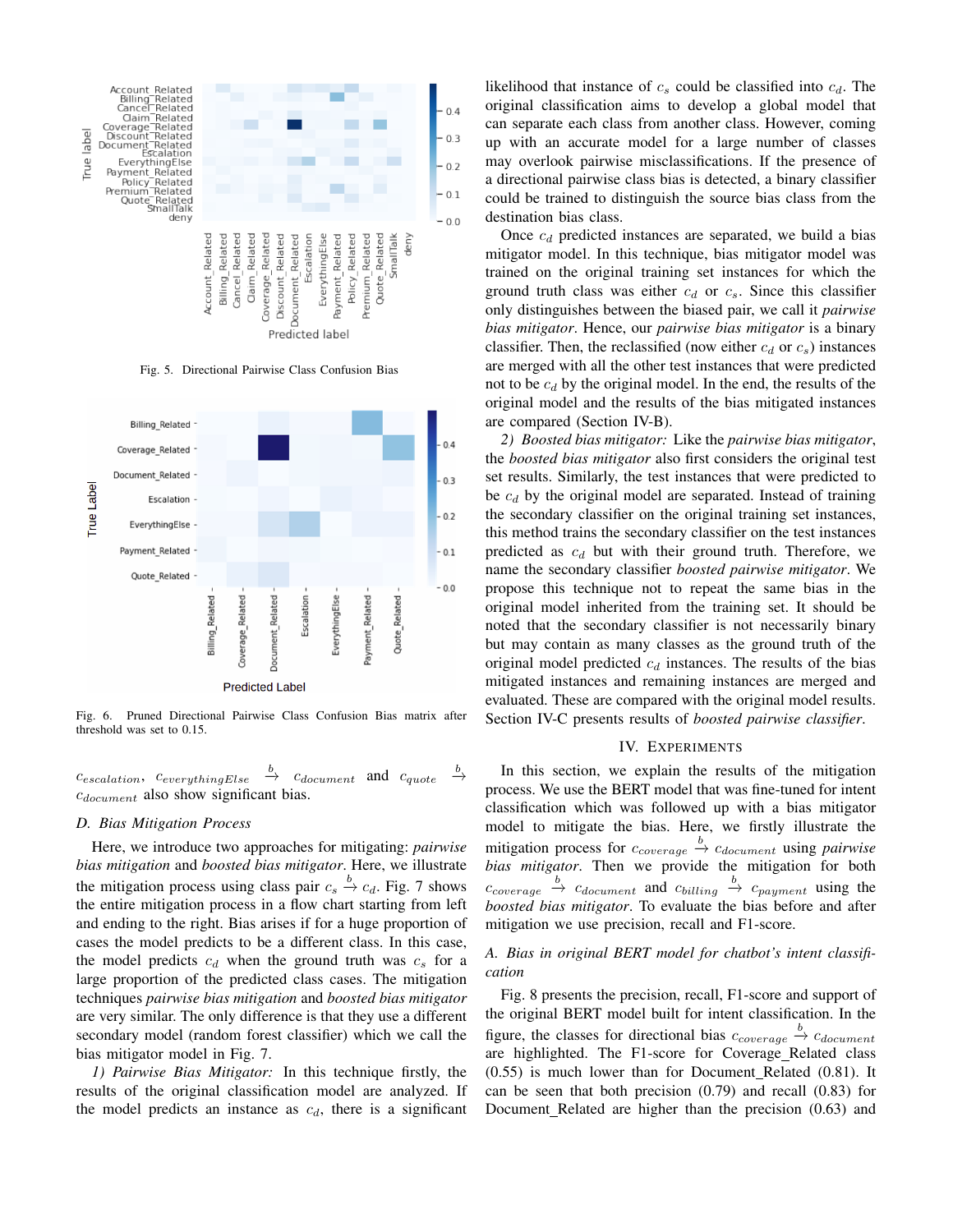Fig. 5. Directional Pairwise Class Confusion Bias

Fig. 6. Pruned Directional Pairwise Class Confusion Bias matrix after threshold was set to 0.15.

$c_{escalation}$, $c_{everythingElse} \xrightarrow{b} c_{document}$ and $c_{quote} \xrightarrow{b} c_{document}$ also show significant bias.

### D. Bias Mitigation Process

Here, we introduce two approaches for mitigating: *pairwise bias mitigation* and *boosted bias mitigator*. Here, we illustrate the mitigation process using class pair $c_s \xrightarrow{b} c_d$. Fig. 7 shows the entire mitigation process in a flow chart starting from left and ending to the right. Bias arises if for a huge proportion of cases the model predicts to be a different class. In this case, the model predicts $c_d$ when the ground truth was $c_s$ for a large proportion of the predicted class cases. The mitigation techniques *pairwise bias mitigation* and *boosted bias mitigator* are very similar. The only difference is that they use a different secondary model (random forest classifier) which we call the bias mitigator model in Fig. 7.

*1) Pairwise Bias Mitigator:* In this technique firstly, the results of the original classification model are analyzed. If the model predicts an instance as $c_d$, there is a significant likelihood that instance of $c_s$ could be classified into $c_d$. The original classification aims to develop a global model that can separate each class from another class. However, coming up with an accurate model for a large number of classes may overlook pairwise misclassifications. If the presence of a directional pairwise class bias is detected, a binary classifier could be trained to distinguish the source bias class from the destination bias class.

Once $c_d$ predicted instances are separated, we build a bias mitigator model. In this technique, bias mitigator model was trained on the original training set instances for which the ground truth class was either $c_d$ or $c_s$. Since this classifier only distinguishes between the biased pair, we call it *pairwise bias mitigator*. Hence, our *pairwise bias mitigator* is a binary classifier. Then, the reclassified (now either $c_d$ or $c_s$) instances are merged with all the other test instances that were predicted not to be $c_d$ by the original model. In the end, the results of the original model and the results of the bias mitigated instances are compared (Section IV-B).

*2) Boosted bias mitigator:* Like the *pairwise bias mitigator*, the *boosted bias mitigator* also first considers the original test set results. Similarly, the test instances that were predicted to be $c_d$ by the original model are separated. Instead of training the secondary classifier on the original training set instances, this method trains the secondary classifier on the test instances predicted as $c_d$ but with their ground truth. Therefore, we name the secondary classifier *boosted pairwise mitigator*. We propose this technique not to repeat the same bias in the original model inherited from the training set. It should be noted that the secondary classifier is not necessarily binary but may contain as many classes as the ground truth of the original model predicted $c_d$ instances. The results of the bias mitigated instances and remaining instances are merged and evaluated. These are compared with the original model results. Section IV-C presents results of *boosted pairwise classifier*.

## IV. Experiments

In this section, we explain the results of the mitigation process. We use the BERT model that was fine-tuned for intent classification which was followed up with a bias mitigator model to mitigate the bias. Here, we firstly illustrate the mitigation process for $c_{coverage} \xrightarrow{b} c_{document}$ using *pairwise bias mitigator*. Then we provide the mitigation for both $c_{coverage} \xrightarrow{b} c_{document}$ and $c_{billing} \xrightarrow{b} c_{payment}$ using the *boosted bias mitigator*. To evaluate the bias before and after mitigation we use precision, recall and F1-score.

### A. Bias in original BERT model for chatbot's intent classification

Fig. 8 presents the precision, recall, F1-score and support of the original BERT model built for intent classification. In the figure, the classes for directional bias $c_{coverage} \xrightarrow{b} c_{document}$ are highlighted. The F1-score for Coverage_Related class (0.55) is much lower than for Document_Related (0.81). It can be seen that both precision (0.79) and recall (0.83) for Document_Related are higher than the precision (0.63) and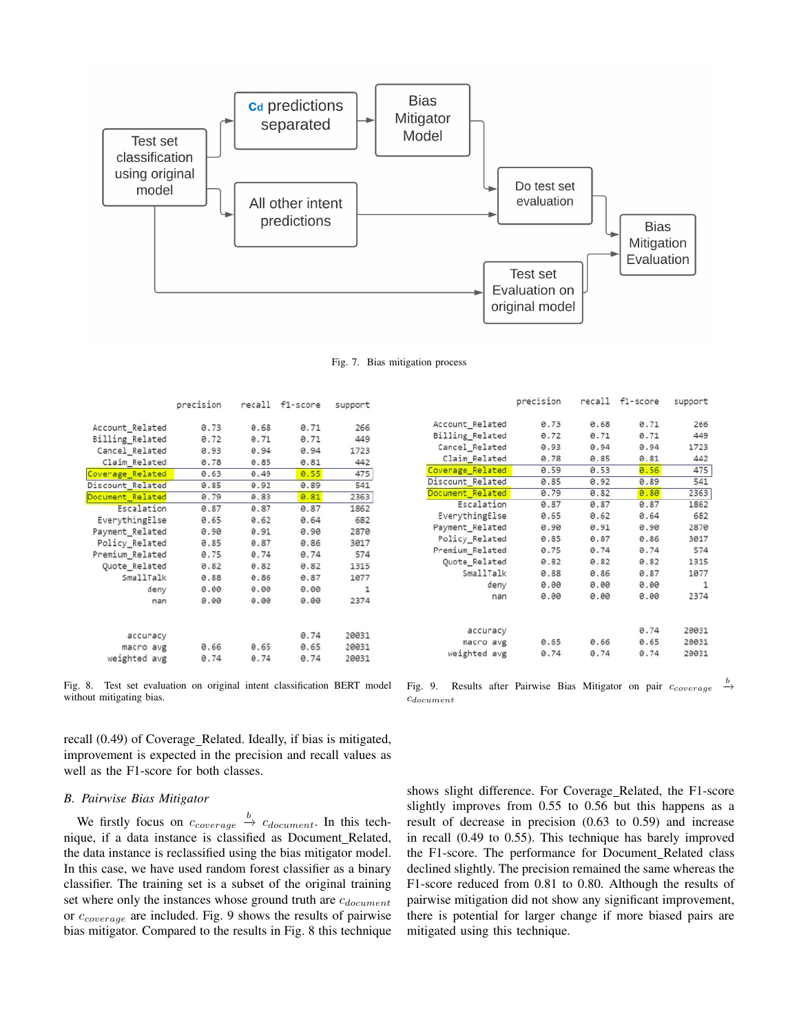Fig. 7. Bias mitigation process

| | precision | recall | f1-score | support |
|---|---|---|---|---|
| Account_Related | 0.73 | 0.68 | 0.71 | 266 |
| Billing_Related | 0.72 | 0.71 | 0.71 | 449 |
| Cancel_Related | 0.93 | 0.94 | 0.94 | 1723 |
| Claim_Related | 0.78 | 0.85 | 0.81 | 442 |
| Coverage_Related | 0.63 | 0.49 | 0.55 | 475 |
| Discount_Related | 0.85 | 0.92 | 0.89 | 541 |
| Document_Related | 0.79 | 0.83 | 0.81 | 2363 |
| Escalation | 0.87 | 0.87 | 0.87 | 1862 |
| EverythingElse | 0.65 | 0.62 | 0.64 | 682 |
| Payment_Related | 0.90 | 0.91 | 0.90 | 2870 |
| Policy_Related | 0.85 | 0.87 | 0.86 | 3017 |
| Premium_Related | 0.75 | 0.74 | 0.74 | 574 |
| Quote_Related | 0.82 | 0.82 | 0.82 | 1315 |
| SmallTalk | 0.88 | 0.86 | 0.87 | 1077 |
| deny | 0.00 | 0.00 | 0.00 | 1 |
| nan | 0.00 | 0.00 | 0.00 | 2374 |
| accuracy | | | 0.74 | 20031 |
| macro avg | 0.66 | 0.65 | 0.65 | 20031 |
| weighted avg | 0.74 | 0.74 | 0.74 | 20031 |

Fig. 8. Test set evaluation on original intent classification BERT model without mitigating bias.

| | precision | recall | f1-score | support |
|---|---|---|---|---|
| Account_Related | 0.73 | 0.68 | 0.71 | 266 |
| Billing_Related | 0.72 | 0.71 | 0.71 | 449 |
| Cancel_Related | 0.93 | 0.94 | 0.94 | 1723 |
| Claim_Related | 0.78 | 0.85 | 0.81 | 442 |
| Coverage_Related | 0.59 | 0.53 | 0.56 | 475 |
| Discount_Related | 0.85 | 0.92 | 0.89 | 541 |
| Document_Related | 0.79 | 0.82 | 0.80 | 2363 |
| Escalation | 0.87 | 0.87 | 0.87 | 1862 |
| EverythingElse | 0.65 | 0.62 | 0.64 | 682 |
| Payment_Related | 0.90 | 0.91 | 0.90 | 2870 |
| Policy_Related | 0.85 | 0.87 | 0.86 | 3017 |
| Premium_Related | 0.75 | 0.74 | 0.74 | 574 |
| Quote_Related | 0.82 | 0.82 | 0.82 | 1315 |
| SmallTalk | 0.88 | 0.86 | 0.87 | 1077 |
| deny | 0.00 | 0.00 | 0.00 | 1 |
| nan | 0.00 | 0.00 | 0.00 | 2374 |
| accuracy | | | 0.74 | 20031 |
| macro avg | 0.65 | 0.66 | 0.65 | 20031 |
| weighted avg | 0.74 | 0.74 | 0.74 | 20031 |

Fig. 9. Results after Pairwise Bias Mitigator on pair $c_{coverage} \xrightarrow{b} c_{document}$

recall (0.49) of Coverage_Related. Ideally, if bias is mitigated, improvement is expected in the precision and recall values as well as the F1-score for both classes.

### *B. Pairwise Bias Mitigator*

We firstly focus on $c_{coverage} \xrightarrow{b} c_{document}$. In this technique, if a data instance is classified as Document_Related, the data instance is reclassified using the bias mitigator model. In this case, we have used random forest classifier as a binary classifier. The training set is a subset of the original training set where only the instances whose ground truth are $c_{document}$ or $c_{coverage}$ are included. Fig. 9 shows the results of pairwise bias mitigator. Compared to the results in Fig. 8 this technique shows slight difference. For Coverage_Related, the F1-score slightly improves from 0.55 to 0.56 but this happens as a result of decrease in precision (0.63 to 0.59) and increase in recall (0.49 to 0.55). This technique has barely improved the F1-score. The performance for Document_Related class declined slightly. The precision remained the same whereas the F1-score reduced from 0.81 to 0.80. Although the results of pairwise mitigation did not show any significant improvement, there is potential for larger change if more biased pairs are mitigated using this technique.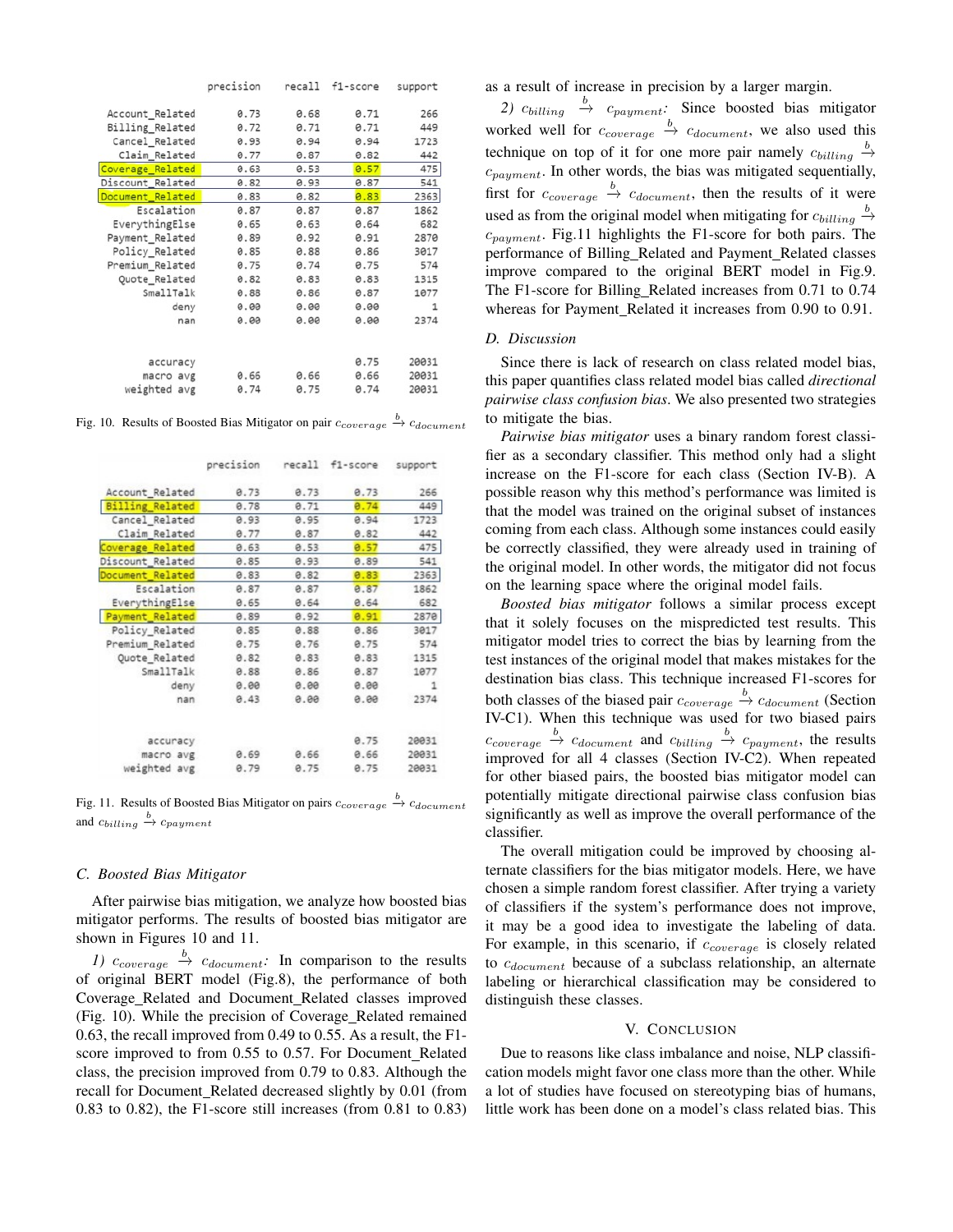|  | precision | recall | f1-score | support |
|---|---|---|---|---|
| Account_Related | 0.73 | 0.68 | 0.71 | 266 |
| Billing_Related | 0.72 | 0.71 | 0.71 | 449 |
| Cancel_Related | 0.93 | 0.94 | 0.94 | 1723 |
| Claim_Related | 0.77 | 0.87 | 0.82 | 442 |
| Coverage_Related | 0.63 | 0.53 | 0.57 | 475 |
| Discount_Related | 0.82 | 0.93 | 0.87 | 541 |
| Document_Related | 0.83 | 0.82 | 0.83 | 2363 |
| Escalation | 0.87 | 0.87 | 0.87 | 1862 |
| EverythingElse | 0.65 | 0.63 | 0.64 | 682 |
| Payment_Related | 0.89 | 0.92 | 0.91 | 2870 |
| Policy_Related | 0.85 | 0.88 | 0.86 | 3017 |
| Premium_Related | 0.75 | 0.74 | 0.75 | 574 |
| Quote_Related | 0.82 | 0.83 | 0.83 | 1315 |
| SmallTalk | 0.88 | 0.86 | 0.87 | 1077 |
| deny | 0.00 | 0.00 | 0.00 | 1 |
| nan | 0.00 | 0.00 | 0.00 | 2374 |
| accuracy |  |  | 0.75 | 20031 |
| macro avg | 0.66 | 0.66 | 0.66 | 20031 |
| weighted avg | 0.74 | 0.75 | 0.74 | 20031 |

Fig. 10. Results of Boosted Bias Mitigator on pair $c_{coverage} \xrightarrow{b} c_{document}$

|  | precision | recall | f1-score | support |
|---|---|---|---|---|
| Account_Related | 0.73 | 0.73 | 0.73 | 266 |
| Billing_Related | 0.78 | 0.71 | 0.74 | 449 |
| Cancel_Related | 0.93 | 0.95 | 0.94 | 1723 |
| Claim_Related | 0.77 | 0.87 | 0.82 | 442 |
| Coverage_Related | 0.63 | 0.53 | 0.57 | 475 |
| Discount_Related | 0.85 | 0.93 | 0.89 | 541 |
| Document_Related | 0.83 | 0.82 | 0.83 | 2363 |
| Escalation | 0.87 | 0.87 | 0.87 | 1862 |
| EverythingElse | 0.65 | 0.64 | 0.64 | 682 |
| Payment_Related | 0.89 | 0.92 | 0.91 | 2870 |
| Policy_Related | 0.85 | 0.88 | 0.86 | 3017 |
| Premium_Related | 0.75 | 0.76 | 0.75 | 574 |
| Quote_Related | 0.82 | 0.83 | 0.83 | 1315 |
| SmallTalk | 0.88 | 0.86 | 0.87 | 1077 |
| deny | 0.00 | 0.00 | 0.00 | 1 |
| nan | 0.43 | 0.00 | 0.00 | 2374 |
| accuracy |  |  | 0.75 | 20031 |
| macro avg | 0.69 | 0.66 | 0.66 | 20031 |
| weighted avg | 0.79 | 0.75 | 0.75 | 20031 |

Fig. 11. Results of Boosted Bias Mitigator on pairs $c_{coverage} \xrightarrow{b} c_{document}$ and $c_{billing} \xrightarrow{b} c_{payment}$

### C. Boosted Bias Mitigator

After pairwise bias mitigation, we analyze how boosted bias mitigator performs. The results of boosted bias mitigator are shown in Figures 10 and 11.

*1) $c_{coverage} \xrightarrow{b} c_{document}$:* In comparison to the results of original BERT model (Fig.8), the performance of both Coverage_Related and Document_Related classes improved (Fig. 10). While the precision of Coverage_Related remained 0.63, the recall improved from 0.49 to 0.55. As a result, the F1-score improved to from 0.55 to 0.57. For Document_Related class, the precision improved from 0.79 to 0.83. Although the recall for Document_Related decreased slightly by 0.01 (from 0.83 to 0.82), the F1-score still increases (from 0.81 to 0.83) as a result of increase in precision by a larger margin.

*2) $c_{billing} \xrightarrow{b} c_{payment}$:* Since boosted bias mitigator worked well for $c_{coverage} \xrightarrow{b} c_{document}$, we also used this technique on top of it for one more pair namely $c_{billing} \xrightarrow{b} c_{payment}$. In other words, the bias was mitigated sequentially, first for $c_{coverage} \xrightarrow{b} c_{document}$, then the results of it were used as from the original model when mitigating for $c_{billing} \xrightarrow{b} c_{payment}$. Fig.11 highlights the F1-score for both pairs. The performance of Billing_Related and Payment_Related classes improve compared to the original BERT model in Fig.9. The F1-score for Billing_Related increases from 0.71 to 0.74 whereas for Payment_Related it increases from 0.90 to 0.91.

### D. Discussion

Since there is lack of research on class related model bias, this paper quantifies class related model bias called *directional pairwise class confusion bias*. We also presented two strategies to mitigate the bias.

*Pairwise bias mitigator* uses a binary random forest classifier as a secondary classifier. This method only had a slight increase on the F1-score for each class (Section IV-B). A possible reason why this method's performance was limited is that the model was trained on the original subset of instances coming from each class. Although some instances could easily be correctly classified, they were already used in training of the original model. In other words, the mitigator did not focus on the learning space where the original model fails.

*Boosted bias mitigator* follows a similar process except that it solely focuses on the mispredicted test results. This mitigator model tries to correct the bias by learning from the test instances of the original model that makes mistakes for the destination bias class. This technique increased F1-scores for both classes of the biased pair $c_{coverage} \xrightarrow{b} c_{document}$ (Section IV-C1). When this technique was used for two biased pairs $c_{coverage} \xrightarrow{b} c_{document}$ and $c_{billing} \xrightarrow{b} c_{payment}$, the results improved for all 4 classes (Section IV-C2). When repeated for other biased pairs, the boosted bias mitigator model can potentially mitigate directional pairwise class confusion bias significantly as well as improve the overall performance of the classifier.

The overall mitigation could be improved by choosing alternate classifiers for the bias mitigator models. Here, we have chosen a simple random forest classifier. After trying a variety of classifiers if the system's performance does not improve, it may be a good idea to investigate the labeling of data. For example, in this scenario, if $c_{coverage}$ is closely related to $c_{document}$ because of a subclass relationship, an alternate labeling or hierarchical classification may be considered to distinguish these classes.

## V. Conclusion

Due to reasons like class imbalance and noise, NLP classification models might favor one class more than the other. While a lot of studies have focused on stereotyping bias of humans, little work has been done on a model's class related bias. This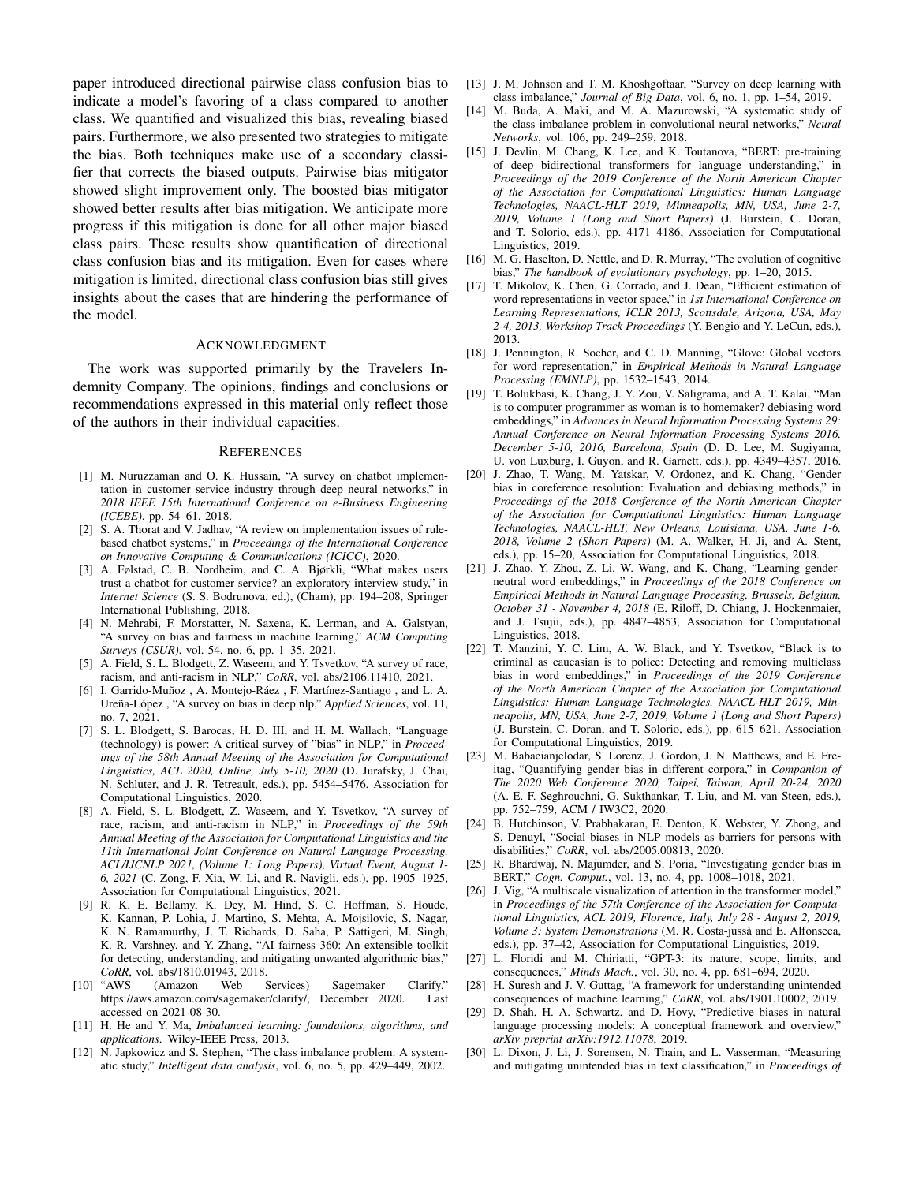paper introduced directional pairwise class confusion bias to indicate a model's favoring of a class compared to another class. We quantified and visualized this bias, revealing biased pairs. Furthermore, we also presented two strategies to mitigate the bias. Both techniques make use of a secondary classifier that corrects the biased outputs. Pairwise bias mitigator showed slight improvement only. The boosted bias mitigator showed better results after bias mitigation. We anticipate more progress if this mitigation is done for all other major biased class pairs. These results show quantification of directional class confusion bias and its mitigation. Even for cases where mitigation is limited, directional class confusion bias still gives insights about the cases that are hindering the performance of the model.

## Acknowledgment

The work was supported primarily by the Travelers Indemnity Company. The opinions, findings and conclusions or recommendations expressed in this material only reflect those of the authors in their individual capacities.

## References

[1] M. Nuruzzaman and O. K. Hussain, "A survey on chatbot implementation in customer service industry through deep neural networks," in *2018 IEEE 15th International Conference on e-Business Engineering (ICEBE)*, pp. 54–61, 2018.

[2] S. A. Thorat and V. Jadhav, "A review on implementation issues of rule-based chatbot systems," in *Proceedings of the International Conference on Innovative Computing & Communications (ICICC)*, 2020.

[3] A. Følstad, C. B. Nordheim, and C. A. Bjørkli, "What makes users trust a chatbot for customer service? an exploratory interview study," in *Internet Science* (S. S. Bodrunova, ed.), (Cham), pp. 194–208, Springer International Publishing, 2018.

[4] N. Mehrabi, F. Morstatter, N. Saxena, K. Lerman, and A. Galstyan, "A survey on bias and fairness in machine learning," *ACM Computing Surveys (CSUR)*, vol. 54, no. 6, pp. 1–35, 2021.

[5] A. Field, S. L. Blodgett, Z. Waseem, and Y. Tsvetkov, "A survey of race, racism, and anti-racism in NLP," *CoRR*, vol. abs/2106.11410, 2021.

[6] I. Garrido-Muñoz , A. Montejo-Ráez , F. Martínez-Santiago , and L. A. Ureña-López , "A survey on bias in deep nlp," *Applied Sciences*, vol. 11, no. 7, 2021.

[7] S. L. Blodgett, S. Barocas, H. D. III, and H. M. Wallach, "Language (technology) is power: A critical survey of "bias" in NLP," in *Proceedings of the 58th Annual Meeting of the Association for Computational Linguistics, ACL 2020, Online, July 5-10, 2020* (D. Jurafsky, J. Chai, N. Schluter, and J. R. Tetreault, eds.), pp. 5454–5476, Association for Computational Linguistics, 2020.

[8] A. Field, S. L. Blodgett, Z. Waseem, and Y. Tsvetkov, "A survey of race, racism, and anti-racism in NLP," in *Proceedings of the 59th Annual Meeting of the Association for Computational Linguistics and the 11th International Joint Conference on Natural Language Processing, ACL/IJCNLP 2021, (Volume 1: Long Papers), Virtual Event, August 1-6, 2021* (C. Zong, F. Xia, W. Li, and R. Navigli, eds.), pp. 1905–1925, Association for Computational Linguistics, 2021.

[9] R. K. E. Bellamy, K. Dey, M. Hind, S. C. Hoffman, S. Houde, K. Kannan, P. Lohia, J. Martino, S. Mehta, A. Mojsilovic, S. Nagar, K. N. Ramamurthy, J. T. Richards, D. Saha, P. Sattigeri, M. Singh, K. R. Varshney, and Y. Zhang, "AI fairness 360: An extensible toolkit for detecting, understanding, and mitigating unwanted algorithmic bias," *CoRR*, vol. abs/1810.01943, 2018.

[10] "AWS (Amazon Web Services) Sagemaker Clarify." https://aws.amazon.com/sagemaker/clarify/, December 2020. Last accessed on 2021-08-30.

[11] H. He and Y. Ma, *Imbalanced learning: foundations, algorithms, and applications*. Wiley-IEEE Press, 2013.

[12] N. Japkowicz and S. Stephen, "The class imbalance problem: A systematic study," *Intelligent data analysis*, vol. 6, no. 5, pp. 429–449, 2002.

[13] J. M. Johnson and T. M. Khoshgoftaar, "Survey on deep learning with class imbalance," *Journal of Big Data*, vol. 6, no. 1, pp. 1–54, 2019.

[14] M. Buda, A. Maki, and M. A. Mazurowski, "A systematic study of the class imbalance problem in convolutional neural networks," *Neural Networks*, vol. 106, pp. 249–259, 2018.

[15] J. Devlin, M. Chang, K. Lee, and K. Toutanova, "BERT: pre-training of deep bidirectional transformers for language understanding," in *Proceedings of the 2019 Conference of the North American Chapter of the Association for Computational Linguistics: Human Language Technologies, NAACL-HLT 2019, Minneapolis, MN, USA, June 2-7, 2019, Volume 1 (Long and Short Papers)* (J. Burstein, C. Doran, and T. Solorio, eds.), pp. 4171–4186, Association for Computational Linguistics, 2019.

[16] M. G. Haselton, D. Nettle, and D. R. Murray, "The evolution of cognitive bias," *The handbook of evolutionary psychology*, pp. 1–20, 2015.

[17] T. Mikolov, K. Chen, G. Corrado, and J. Dean, "Efficient estimation of word representations in vector space," in *1st International Conference on Learning Representations, ICLR 2013, Scottsdale, Arizona, USA, May 2-4, 2013, Workshop Track Proceedings* (Y. Bengio and Y. LeCun, eds.), 2013.

[18] J. Pennington, R. Socher, and C. D. Manning, "Glove: Global vectors for word representation," in *Empirical Methods in Natural Language Processing (EMNLP)*, pp. 1532–1543, 2014.

[19] T. Bolukbasi, K. Chang, J. Y. Zou, V. Saligrama, and A. T. Kalai, "Man is to computer programmer as woman is to homemaker? debiasing word embeddings," in *Advances in Neural Information Processing Systems 29: Annual Conference on Neural Information Processing Systems 2016, December 5-10, 2016, Barcelona, Spain* (D. D. Lee, M. Sugiyama, U. von Luxburg, I. Guyon, and R. Garnett, eds.), pp. 4349–4357, 2016.

[20] J. Zhao, T. Wang, M. Yatskar, V. Ordonez, and K. Chang, "Gender bias in coreference resolution: Evaluation and debiasing methods," in *Proceedings of the 2018 Conference of the North American Chapter of the Association for Computational Linguistics: Human Language Technologies, NAACL-HLT, New Orleans, Louisiana, USA, June 1-6, 2018, Volume 2 (Short Papers)* (M. A. Walker, H. Ji, and A. Stent, eds.), pp. 15–20, Association for Computational Linguistics, 2018.

[21] J. Zhao, Y. Zhou, Z. Li, W. Wang, and K. Chang, "Learning gender-neutral word embeddings," in *Proceedings of the 2018 Conference on Empirical Methods in Natural Language Processing, Brussels, Belgium, October 31 - November 4, 2018* (E. Riloff, D. Chiang, J. Hockenmaier, and J. Tsujii, eds.), pp. 4847–4853, Association for Computational Linguistics, 2018.

[22] T. Manzini, Y. C. Lim, A. W. Black, and Y. Tsvetkov, "Black is to criminal as caucasian is to police: Detecting and removing multiclass bias in word embeddings," in *Proceedings of the 2019 Conference of the North American Chapter of the Association for Computational Linguistics: Human Language Technologies, NAACL-HLT 2019, Minneapolis, MN, USA, June 2-7, 2019, Volume 1 (Long and Short Papers)* (J. Burstein, C. Doran, and T. Solorio, eds.), pp. 615–621, Association for Computational Linguistics, 2019.

[23] M. Babaeianjelodar, S. Lorenz, J. Gordon, J. N. Matthews, and E. Freitag, "Quantifying gender bias in different corpora," in *Companion of The 2020 Web Conference 2020, Taipei, Taiwan, April 20-24, 2020* (A. E. F. Seghrouchni, G. Sukthankar, T. Liu, and M. van Steen, eds.), pp. 752–759, ACM / IW3C2, 2020.

[24] B. Hutchinson, V. Prabhakaran, E. Denton, K. Webster, Y. Zhong, and S. Denuyl, "Social biases in NLP models as barriers for persons with disabilities," *CoRR*, vol. abs/2005.00813, 2020.

[25] R. Bhardwaj, N. Majumder, and S. Poria, "Investigating gender bias in BERT," *Cogn. Comput.*, vol. 13, no. 4, pp. 1008–1018, 2021.

[26] J. Vig, "A multiscale visualization of attention in the transformer model," in *Proceedings of the 57th Conference of the Association for Computational Linguistics, ACL 2019, Florence, Italy, July 28 - August 2, 2019, Volume 3: System Demonstrations* (M. R. Costa-jussà and E. Alfonseca, eds.), pp. 37–42, Association for Computational Linguistics, 2019.

[27] L. Floridi and M. Chiriatti, "GPT-3: its nature, scope, limits, and consequences," *Minds Mach.*, vol. 30, no. 4, pp. 681–694, 2020.

[28] H. Suresh and J. V. Guttag, "A framework for understanding unintended consequences of machine learning," *CoRR*, vol. abs/1901.10002, 2019.

[29] D. Shah, H. A. Schwartz, and D. Hovy, "Predictive biases in natural language processing models: A conceptual framework and overview," *arXiv preprint arXiv:1912.11078*, 2019.

[30] L. Dixon, J. Li, J. Sorensen, N. Thain, and L. Vasserman, "Measuring and mitigating unintended bias in text classification," in *Proceedings of*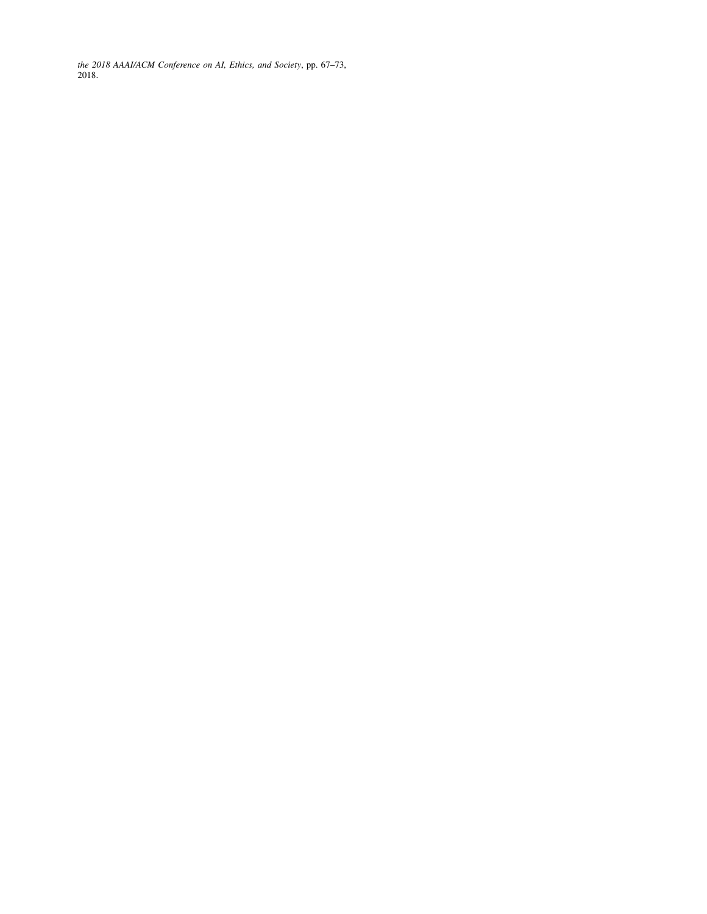*the 2018 AAAI/ACM Conference on AI, Ethics, and Society*, pp. 67–73, 2018.